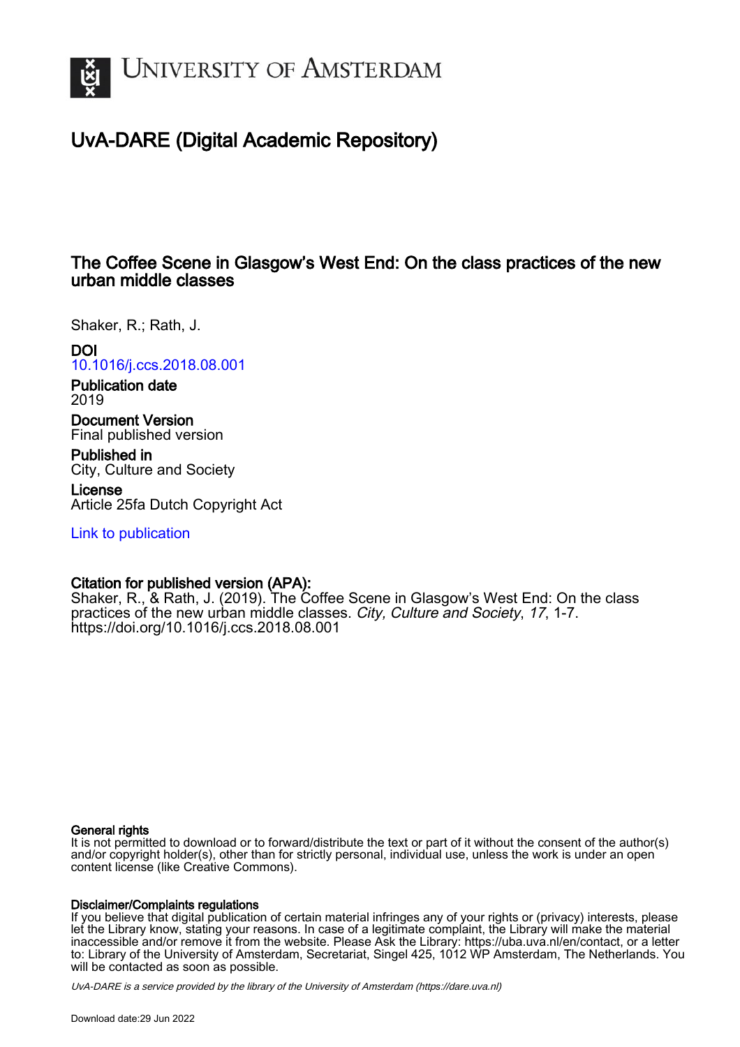# University of Amsterdam

## UvA-DARE (Digital Academic Repository)

## The Coffee Scene in Glasgow's West End: On the class practices of the new urban middle classes

Shaker, R.; Rath, J.

**DOI**
10.1016/j.ccs.2018.08.001

**Publication date**
2019

**Document Version**
Final published version

**Published in**
City, Culture and Society

**License**
Article 25fa Dutch Copyright Act

Link to publication

**Citation for published version (APA):**
Shaker, R., & Rath, J. (2019). The Coffee Scene in Glasgow's West End: On the class practices of the new urban middle classes. *City, Culture and Society*, *17*, 1-7. https://doi.org/10.1016/j.ccs.2018.08.001

**General rights**
It is not permitted to download or to forward/distribute the text or part of it without the consent of the author(s) and/or copyright holder(s), other than for strictly personal, individual use, unless the work is under an open content license (like Creative Commons).

**Disclaimer/Complaints regulations**
If you believe that digital publication of certain material infringes any of your rights or (privacy) interests, please let the Library know, stating your reasons. In case of a legitimate complaint, the Library will make the material inaccessible and/or remove it from the website. Please Ask the Library: https://uba.uva.nl/en/contact, or a letter to: Library of the University of Amsterdam, Secretariat, Singel 425, 1012 WP Amsterdam, The Netherlands. You will be contacted as soon as possible.

UvA-DARE is a service provided by the library of the University of Amsterdam (https://dare.uva.nl)

Download date:29 Jun 2022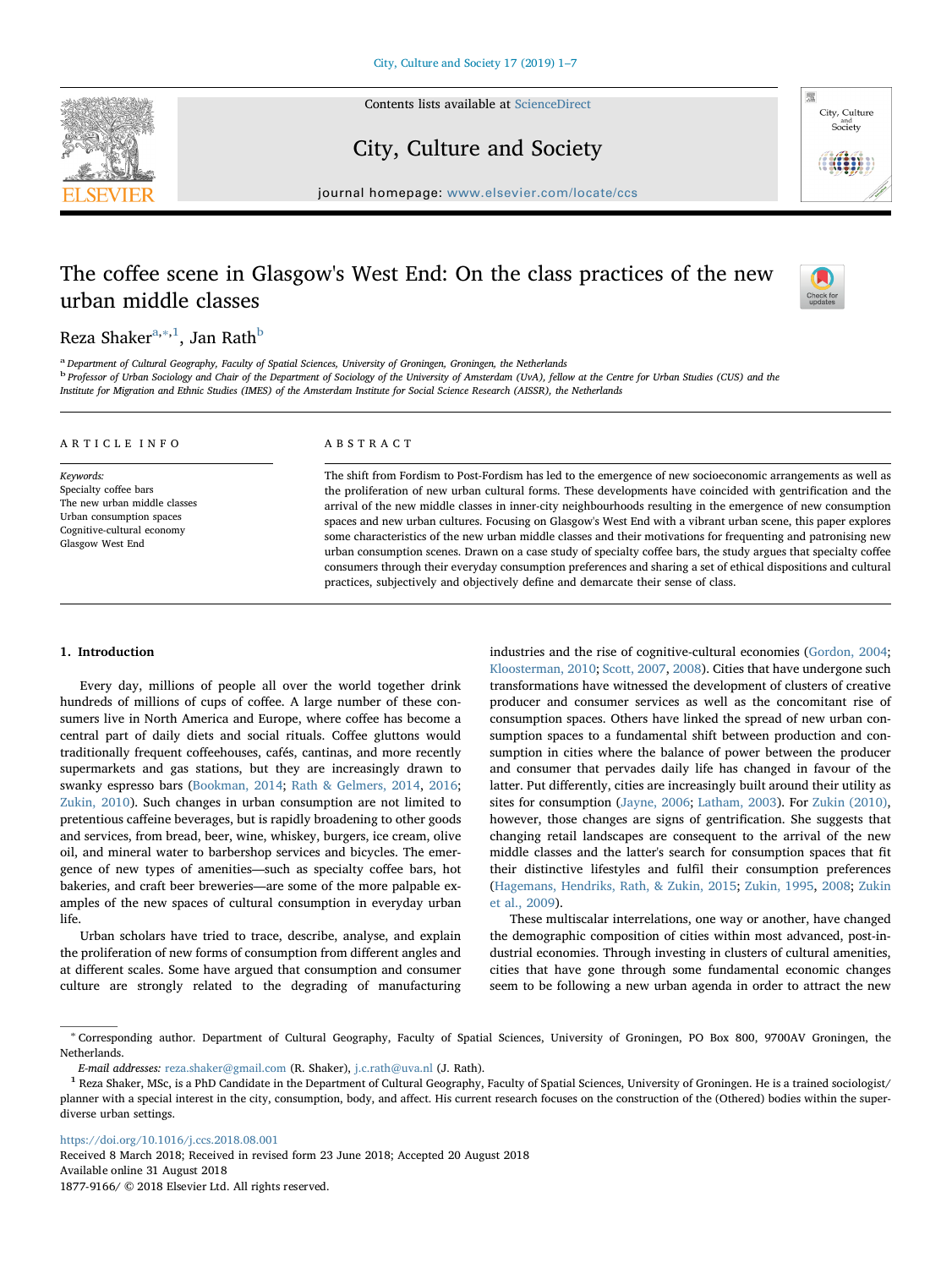# The coffee scene in Glasgow's West End: On the class practices of the new urban middle classes

Reza Shaker[a,*,1], Jan Rath[b]

[a] Department of Cultural Geography, Faculty of Spatial Sciences, University of Groningen, Groningen, the Netherlands

[b] Professor of Urban Sociology and Chair of the Department of Sociology of the University of Amsterdam (UvA), fellow at the Centre for Urban Studies (CUS) and the Institute for Migration and Ethnic Studies (IMES) of the Amsterdam Institute for Social Science Research (AISSR), the Netherlands

## ARTICLE INFO

*Keywords:*
Specialty coffee bars
The new urban middle classes
Urban consumption spaces
Cognitive-cultural economy
Glasgow West End

## ABSTRACT

The shift from Fordism to Post-Fordism has led to the emergence of new socioeconomic arrangements as well as the proliferation of new urban cultural forms. These developments have coincided with gentrification and the arrival of the new middle classes in inner-city neighbourhoods resulting in the emergence of new consumption spaces and new urban cultures. Focusing on Glasgow's West End with a vibrant urban scene, this paper explores some characteristics of the new urban middle classes and their motivations for frequenting and patronising new urban consumption scenes. Drawn on a case study of specialty coffee bars, the study argues that specialty coffee consumers through their everyday consumption preferences and sharing a set of ethical dispositions and cultural practices, subjectively and objectively define and demarcate their sense of class.

## 1. Introduction

Every day, millions of people all over the world together drink hundreds of millions of cups of coffee. A large number of these consumers live in North America and Europe, where coffee has become a central part of daily diets and social rituals. Coffee gluttons would traditionally frequent coffeehouses, cafés, cantinas, and more recently supermarkets and gas stations, but they are increasingly drawn to swanky espresso bars (Bookman, 2014; Rath & Gelmers, 2014, 2016; Zukin, 2010). Such changes in urban consumption are not limited to pretentious caffeine beverages, but is rapidly broadening to other goods and services, from bread, beer, wine, whiskey, burgers, ice cream, olive oil, and mineral water to barbershop services and bicycles. The emergence of new types of amenities—such as specialty coffee bars, hot bakeries, and craft beer breweries—are some of the more palpable examples of the new spaces of cultural consumption in everyday urban life.

Urban scholars have tried to trace, describe, analyse, and explain the proliferation of new forms of consumption from different angles and at different scales. Some have argued that consumption and consumer culture are strongly related to the degrading of manufacturing industries and the rise of cognitive-cultural economies (Gordon, 2004; Kloosterman, 2010; Scott, 2007, 2008). Cities that have undergone such transformations have witnessed the development of clusters of creative producer and consumer services as well as the concomitant rise of consumption spaces. Others have linked the spread of new urban consumption spaces to a fundamental shift between production and consumption in cities where the balance of power between the producer and consumer that pervades daily life has changed in favour of the latter. Put differently, cities are increasingly built around their utility as sites for consumption (Jayne, 2006; Latham, 2003). For Zukin (2010), however, those changes are signs of gentrification. She suggests that changing retail landscapes are consequent to the arrival of the new middle classes and the latter's search for consumption spaces that fit their distinctive lifestyles and fulfil their consumption preferences (Hagemans, Hendriks, Rath, & Zukin, 2015; Zukin, 1995, 2008; Zukin et al., 2009).

These multiscalar interrelations, one way or another, have changed the demographic composition of cities within most advanced, post-industrial economies. Through investing in clusters of cultural amenities, cities that have gone through some fundamental economic changes seem to be following a new urban agenda in order to attract the new

---

* Corresponding author. Department of Cultural Geography, Faculty of Spatial Sciences, University of Groningen, PO Box 800, 9700AV Groningen, the Netherlands.

*E-mail addresses:* reza.shaker@gmail.com (R. Shaker), j.c.rath@uva.nl (J. Rath).

[1] Reza Shaker, MSc, is a PhD Candidate in the Department of Cultural Geography, Faculty of Spatial Sciences, University of Groningen. He is a trained sociologist/planner with a special interest in the city, consumption, body, and affect. His current research focuses on the construction of the (Othered) bodies within the super-diverse urban settings.

https://doi.org/10.1016/j.ccs.2018.08.001
Received 8 March 2018; Received in revised form 23 June 2018; Accepted 20 August 2018
Available online 31 August 2018
1877-9166/ © 2018 Elsevier Ltd. All rights reserved.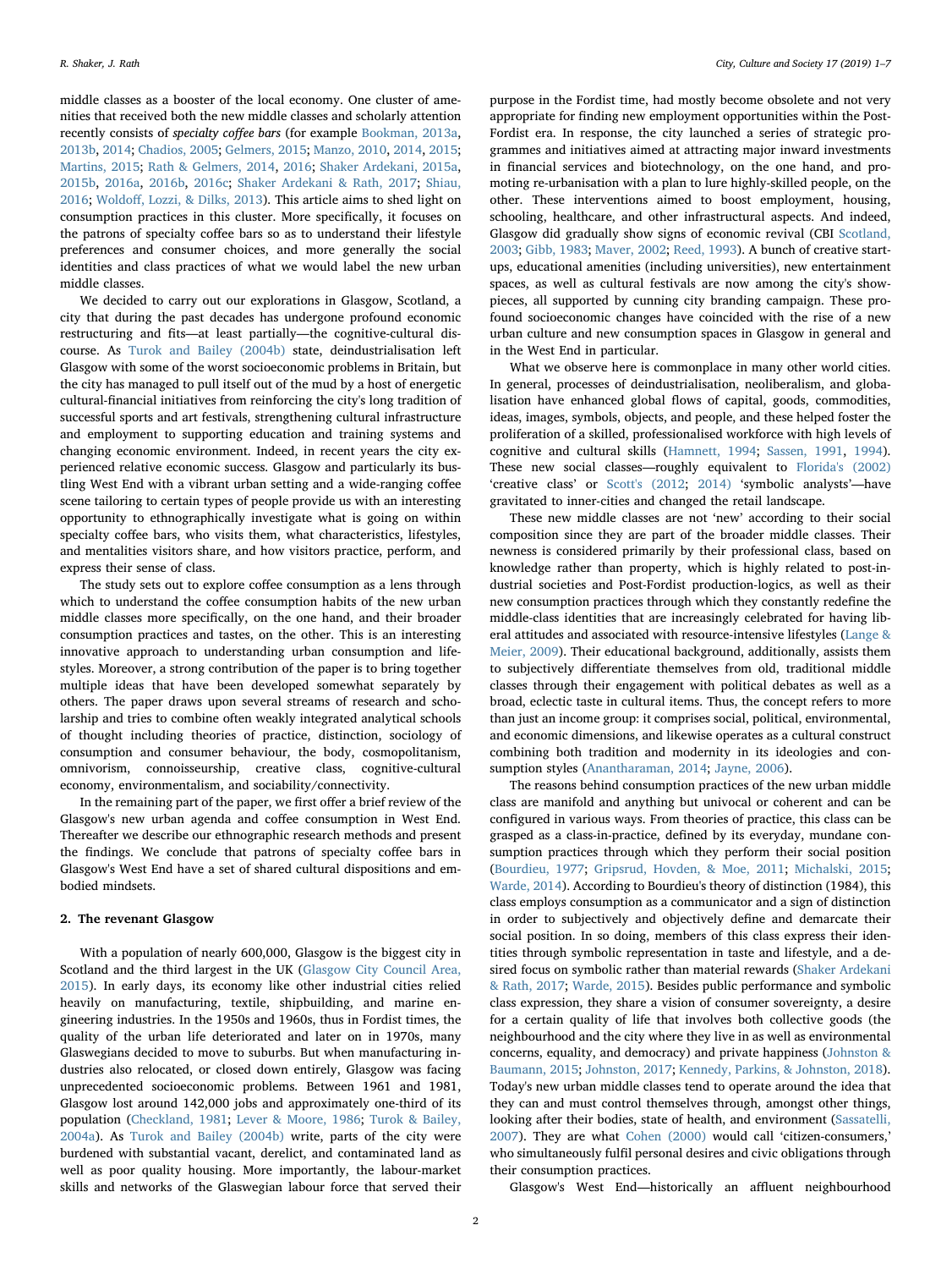middle classes as a booster of the local economy. One cluster of amenities that received both the new middle classes and scholarly attention recently consists of *specialty coffee bars* (for example Bookman, 2013a, 2013b, 2014; Chadios, 2005; Gelmers, 2015; Manzo, 2010, 2014, 2015; Martins, 2015; Rath & Gelmers, 2014, 2016; Shaker Ardekani, 2015a, 2015b, 2016a, 2016b, 2016c; Shaker Ardekani & Rath, 2017; Shiau, 2016; Woldoff, Lozzi, & Dilks, 2013). This article aims to shed light on consumption practices in this cluster. More specifically, it focuses on the patrons of specialty coffee bars so as to understand their lifestyle preferences and consumer choices, and more generally the social identities and class practices of what we would label the new urban middle classes.

We decided to carry out our explorations in Glasgow, Scotland, a city that during the past decades has undergone profound economic restructuring and fits—at least partially—the cognitive-cultural discourse. As Turok and Bailey (2004b) state, deindustrialisation left Glasgow with some of the worst socioeconomic problems in Britain, but the city has managed to pull itself out of the mud by a host of energetic cultural-financial initiatives from reinforcing the city's long tradition of successful sports and art festivals, strengthening cultural infrastructure and employment to supporting education and training systems and changing economic environment. Indeed, in recent years the city experienced relative economic success. Glasgow and particularly its bustling West End with a vibrant urban setting and a wide-ranging coffee scene tailoring to certain types of people provide us with an interesting opportunity to ethnographically investigate what is going on within specialty coffee bars, who visits them, what characteristics, lifestyles, and mentalities visitors share, and how visitors practice, perform, and express their sense of class.

The study sets out to explore coffee consumption as a lens through which to understand the coffee consumption habits of the new urban middle classes more specifically, on the one hand, and their broader consumption practices and tastes, on the other. This is an interesting innovative approach to understanding urban consumption and lifestyles. Moreover, a strong contribution of the paper is to bring together multiple ideas that have been developed somewhat separately by others. The paper draws upon several streams of research and scholarship and tries to combine often weakly integrated analytical schools of thought including theories of practice, distinction, sociology of consumption and consumer behaviour, the body, cosmopolitanism, omnivorism, connoisseurship, creative class, cognitive-cultural economy, environmentalism, and sociability/connectivity.

In the remaining part of the paper, we first offer a brief review of the Glasgow's new urban agenda and coffee consumption in West End. Thereafter we describe our ethnographic research methods and present the findings. We conclude that patrons of specialty coffee bars in Glasgow's West End have a set of shared cultural dispositions and embodied mindsets.

## 2. The revenant Glasgow

With a population of nearly 600,000, Glasgow is the biggest city in Scotland and the third largest in the UK (Glasgow City Council Area, 2015). In early days, its economy like other industrial cities relied heavily on manufacturing, textile, shipbuilding, and marine engineering industries. In the 1950s and 1960s, thus in Fordist times, the quality of the urban life deteriorated and later on in 1970s, many Glaswegians decided to move to suburbs. But when manufacturing industries also relocated, or closed down entirely, Glasgow was facing unprecedented socioeconomic problems. Between 1961 and 1981, Glasgow lost around 142,000 jobs and approximately one-third of its population (Checkland, 1981; Lever & Moore, 1986; Turok & Bailey, 2004a). As Turok and Bailey (2004b) write, parts of the city were burdened with substantial vacant, derelict, and contaminated land as well as poor quality housing. More importantly, the labour-market skills and networks of the Glaswegian labour force that served their purpose in the Fordist time, had mostly become obsolete and not very appropriate for finding new employment opportunities within the Post-Fordist era. In response, the city launched a series of strategic programmes and initiatives aimed at attracting major inward investments in financial services and biotechnology, on the one hand, and promoting re-urbanisation with a plan to lure highly-skilled people, on the other. These interventions aimed to boost employment, housing, schooling, healthcare, and other infrastructural aspects. And indeed, Glasgow did gradually show signs of economic revival (CBI Scotland, 2003; Gibb, 1983; Maver, 2002; Reed, 1993). A bunch of creative start-ups, educational amenities (including universities), new entertainment spaces, as well as cultural festivals are now among the city's showpieces, all supported by cunning city branding campaign. These profound socioeconomic changes have coincided with the rise of a new urban culture and new consumption spaces in Glasgow in general and in the West End in particular.

What we observe here is commonplace in many other world cities. In general, processes of deindustrialisation, neoliberalism, and globalisation have enhanced global flows of capital, goods, commodities, ideas, images, symbols, objects, and people, and these helped foster the proliferation of a skilled, professionalised workforce with high levels of cognitive and cultural skills (Hamnett, 1994; Sassen, 1991, 1994). These new social classes—roughly equivalent to Florida's (2002) 'creative class' or Scott's (2012; 2014) 'symbolic analysts'—have gravitated to inner-cities and changed the retail landscape.

These new middle classes are not 'new' according to their social composition since they are part of the broader middle classes. Their newness is considered primarily by their professional class, based on knowledge rather than property, which is highly related to post-industrial societies and Post-Fordist production-logics, as well as their new consumption practices through which they constantly redefine the middle-class identities that are increasingly celebrated for having liberal attitudes and associated with resource-intensive lifestyles (Lange & Meier, 2009). Their educational background, additionally, assists them to subjectively differentiate themselves from old, traditional middle classes through their engagement with political debates as well as a broad, eclectic taste in cultural items. Thus, the concept refers to more than just an income group: it comprises social, political, environmental, and economic dimensions, and likewise operates as a cultural construct combining both tradition and modernity in its ideologies and consumption styles (Anantharaman, 2014; Jayne, 2006).

The reasons behind consumption practices of the new urban middle class are manifold and anything but univocal or coherent and can be configured in various ways. From theories of practice, this class can be grasped as a class-in-practice, defined by its everyday, mundane consumption practices through which they perform their social position (Bourdieu, 1977; Gripsrud, Hovden, & Moe, 2011; Michalski, 2015; Warde, 2014). According to Bourdieu's theory of distinction (1984), this class employs consumption as a communicator and a sign of distinction in order to subjectively and objectively define and demarcate their social position. In so doing, members of this class express their identities through symbolic representation in taste and lifestyle, and a desired focus on symbolic rather than material rewards (Shaker Ardekani & Rath, 2017; Warde, 2015). Besides public performance and symbolic class expression, they share a vision of consumer sovereignty, a desire for a certain quality of life that involves both collective goods (the neighbourhood and the city where they live in as well as environmental concerns, equality, and democracy) and private happiness (Johnston & Baumann, 2015; Johnston, 2017; Kennedy, Parkins, & Johnston, 2018). Today's new urban middle classes tend to operate around the idea that they can and must control themselves through, amongst other things, looking after their bodies, state of health, and environment (Sassatelli, 2007). They are what Cohen (2000) would call 'citizen-consumers,' who simultaneously fulfil personal desires and civic obligations through their consumption practices.

Glasgow's West End—historically an affluent neighbourhood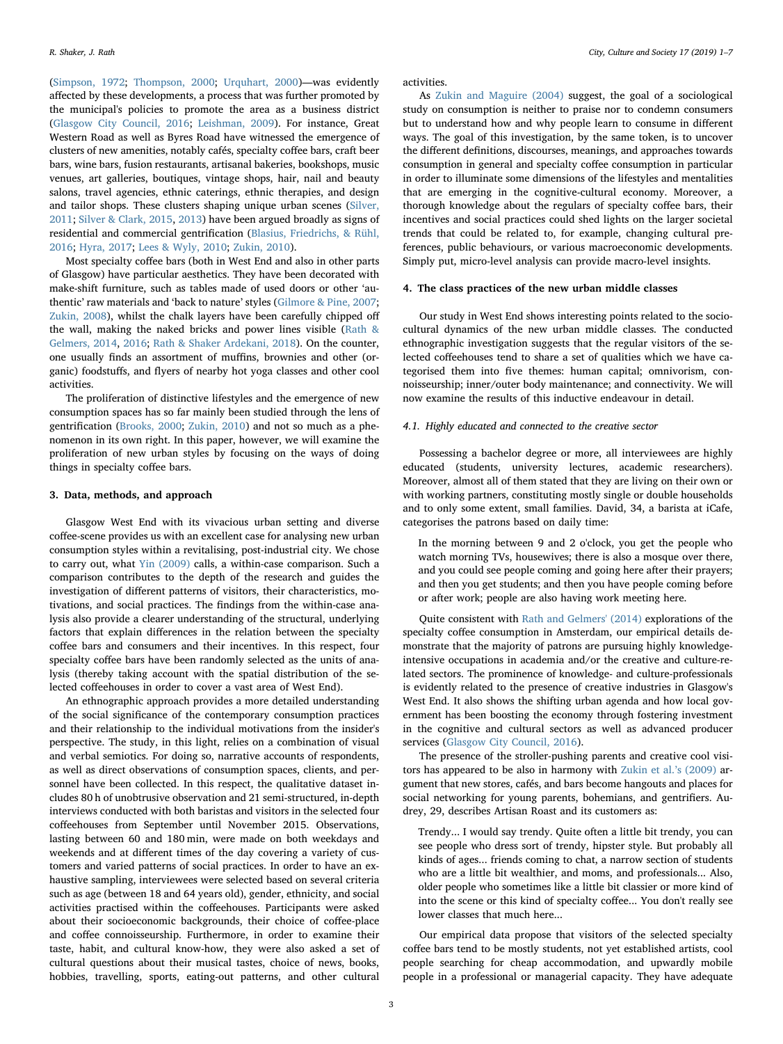(Simpson, 1972; Thompson, 2000; Urquhart, 2000)—was evidently affected by these developments, a process that was further promoted by the municipal's policies to promote the area as a business district (Glasgow City Council, 2016; Leishman, 2009). For instance, Great Western Road as well as Byres Road have witnessed the emergence of clusters of new amenities, notably cafés, specialty coffee bars, craft beer bars, wine bars, fusion restaurants, artisanal bakeries, bookshops, music venues, art galleries, boutiques, vintage shops, hair, nail and beauty salons, travel agencies, ethnic caterings, ethnic therapies, and design and tailor shops. These clusters shaping unique urban scenes (Silver, 2011; Silver & Clark, 2015, 2013) have been argued broadly as signs of residential and commercial gentrification (Blasius, Friedrichs, & Rühl, 2016; Hyra, 2017; Lees & Wyly, 2010; Zukin, 2010).

Most specialty coffee bars (both in West End and also in other parts of Glasgow) have particular aesthetics. They have been decorated with make-shift furniture, such as tables made of used doors or other 'authentic' raw materials and 'back to nature' styles (Gilmore & Pine, 2007; Zukin, 2008), whilst the chalk layers have been carefully chipped off the wall, making the naked bricks and power lines visible (Rath & Gelmers, 2014, 2016; Rath & Shaker Ardekani, 2018). On the counter, one usually finds an assortment of muffins, brownies and other (organic) foodstuffs, and flyers of nearby hot yoga classes and other cool activities.

The proliferation of distinctive lifestyles and the emergence of new consumption spaces has so far mainly been studied through the lens of gentrification (Brooks, 2000; Zukin, 2010) and not so much as a phenomenon in its own right. In this paper, however, we will examine the proliferation of new urban styles by focusing on the ways of doing things in specialty coffee bars.

## 3. Data, methods, and approach

Glasgow West End with its vivacious urban setting and diverse coffee-scene provides us with an excellent case for analysing new urban consumption styles within a revitalising, post-industrial city. We chose to carry out, what Yin (2009) calls, a within-case comparison. Such a comparison contributes to the depth of the research and guides the investigation of different patterns of visitors, their characteristics, motivations, and social practices. The findings from the within-case analysis also provide a clearer understanding of the structural, underlying factors that explain differences in the relation between the specialty coffee bars and consumers and their incentives. In this respect, four specialty coffee bars have been randomly selected as the units of analysis (thereby taking account with the spatial distribution of the selected coffeehouses in order to cover a vast area of West End).

An ethnographic approach provides a more detailed understanding of the social significance of the contemporary consumption practices and their relationship to the individual motivations from the insider's perspective. The study, in this light, relies on a combination of visual and verbal semiotics. For doing so, narrative accounts of respondents, as well as direct observations of consumption spaces, clients, and personnel have been collected. In this respect, the qualitative dataset includes 80 h of unobtrusive observation and 21 semi-structured, in-depth interviews conducted with both baristas and visitors in the selected four coffeehouses from September until November 2015. Observations, lasting between 60 and 180 min, were made on both weekdays and weekends and at different times of the day covering a variety of customers and varied patterns of social practices. In order to have an exhaustive sampling, interviewees were selected based on several criteria such as age (between 18 and 64 years old), gender, ethnicity, and social activities practised within the coffeehouses. Participants were asked about their socioeconomic backgrounds, their choice of coffee-place and coffee connoisseurship. Furthermore, in order to examine their taste, habit, and cultural know-how, they were also asked a set of cultural questions about their musical tastes, choice of news, books, hobbies, travelling, sports, eating-out patterns, and other cultural activities.

As Zukin and Maguire (2004) suggest, the goal of a sociological study on consumption is neither to praise nor to condemn consumers but to understand how and why people learn to consume in different ways. The goal of this investigation, by the same token, is to uncover the different definitions, discourses, meanings, and approaches towards consumption in general and specialty coffee consumption in particular in order to illuminate some dimensions of the lifestyles and mentalities that are emerging in the cognitive-cultural economy. Moreover, a thorough knowledge about the regulars of specialty coffee bars, their incentives and social practices could shed lights on the larger societal trends that could be related to, for example, changing cultural preferences, public behaviours, or various macroeconomic developments. Simply put, micro-level analysis can provide macro-level insights.

## 4. The class practices of the new urban middle classes

Our study in West End shows interesting points related to the socio-cultural dynamics of the new urban middle classes. The conducted ethnographic investigation suggests that the regular visitors of the selected coffeehouses tend to share a set of qualities which we have categorised them into five themes: human capital; omnivorism, connoisseurship; inner/outer body maintenance; and connectivity. We will now examine the results of this inductive endeavour in detail.

### 4.1. Highly educated and connected to the creative sector

Possessing a bachelor degree or more, all interviewees are highly educated (students, university lectures, academic researchers). Moreover, almost all of them stated that they are living on their own or with working partners, constituting mostly single or double households and to only some extent, small families. David, 34, a barista at iCafe, categorises the patrons based on daily time:

> In the morning between 9 and 2 o'clock, you get the people who watch morning TVs, housewives; there is also a mosque over there, and you could see people coming and going here after their prayers; and then you get students; and then you have people coming before or after work; people are also having work meeting here.

Quite consistent with Rath and Gelmers' (2014) explorations of the specialty coffee consumption in Amsterdam, our empirical details demonstrate that the majority of patrons are pursuing highly knowledge-intensive occupations in academia and/or the creative and culture-related sectors. The prominence of knowledge- and culture-professionals is evidently related to the presence of creative industries in Glasgow's West End. It also shows the shifting urban agenda and how local government has been boosting the economy through fostering investment in the cognitive and cultural sectors as well as advanced producer services (Glasgow City Council, 2016).

The presence of the stroller-pushing parents and creative cool visitors has appeared to be also in harmony with Zukin et al.'s (2009) argument that new stores, cafés, and bars become hangouts and places for social networking for young parents, bohemians, and gentrifiers. Audrey, 29, describes Artisan Roast and its customers as:

> Trendy… I would say trendy. Quite often a little bit trendy, you can see people who dress sort of trendy, hipster style. But probably all kinds of ages… friends coming to chat, a narrow section of students who are a little bit wealthier, and moms, and professionals… Also, older people who sometimes like a little bit classier or more kind of into the scene or this kind of specialty coffee… You don't really see lower classes that much here…

Our empirical data propose that visitors of the selected specialty coffee bars tend to be mostly students, not yet established artists, cool people searching for cheap accommodation, and upwardly mobile people in a professional or managerial capacity. They have adequate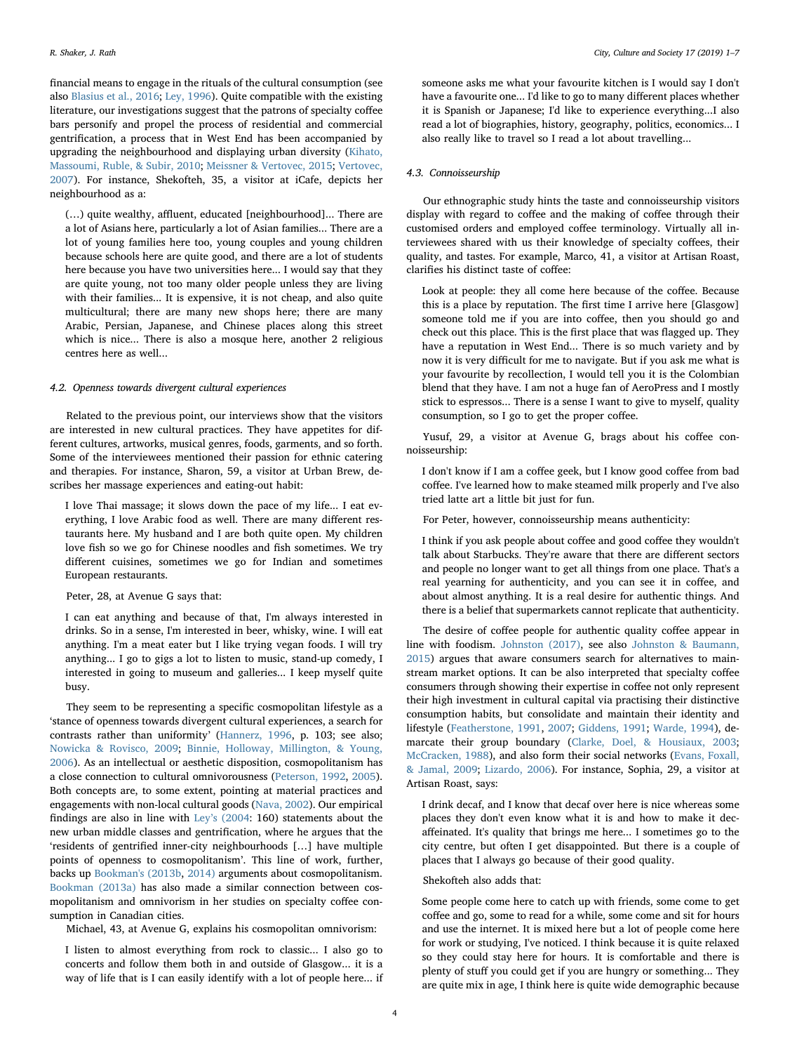financial means to engage in the rituals of the cultural consumption (see also Blasius et al., 2016; Ley, 1996). Quite compatible with the existing literature, our investigations suggest that the patrons of specialty coffee bars personify and propel the process of residential and commercial gentrification, a process that in West End has been accompanied by upgrading the neighbourhood and displaying urban diversity (Kihato, Massoumi, Ruble, & Subir, 2010; Meissner & Vertovec, 2015; Vertovec, 2007). For instance, Shekofteh, 35, a visitor at iCafe, depicts her neighbourhood as a:

> (…) quite wealthy, affluent, educated [neighbourhood]... There are a lot of Asians here, particularly a lot of Asian families... There are a lot of young families here too, young couples and young children because schools here are quite good, and there are a lot of students here because you have two universities here... I would say that they are quite young, not too many older people unless they are living with their families... It is expensive, it is not cheap, and quite multicultural; there are many new shops here; there are many Arabic, Persian, Japanese, and Chinese places along this street which is nice... There is also a mosque here, another 2 religious centres here as well...

### 4.2. Openness towards divergent cultural experiences

Related to the previous point, our interviews show that the visitors are interested in new cultural practices. They have appetites for different cultures, artworks, musical genres, foods, garments, and so forth. Some of the interviewees mentioned their passion for ethnic catering and therapies. For instance, Sharon, 59, a visitor at Urban Brew, describes her massage experiences and eating-out habit:

> I love Thai massage; it slows down the pace of my life... I eat everything, I love Arabic food as well. There are many different restaurants here. My husband and I are both quite open. My children love fish so we go for Chinese noodles and fish sometimes. We try different cuisines, sometimes we go for Indian and sometimes European restaurants.

Peter, 28, at Avenue G says that:

> I can eat anything and because of that, I'm always interested in drinks. So in a sense, I'm interested in beer, whisky, wine. I will eat anything. I'm a meat eater but I like trying vegan foods. I will try anything... I go to gigs a lot to listen to music, stand-up comedy, I interested in going to museum and galleries... I keep myself quite busy.

They seem to be representing a specific cosmopolitan lifestyle as a 'stance of openness towards divergent cultural experiences, a search for contrasts rather than uniformity' (Hannerz, 1996, p. 103; see also; Nowicka & Rovisco, 2009; Binnie, Holloway, Millington, & Young, 2006). As an intellectual or aesthetic disposition, cosmopolitanism has a close connection to cultural omnivorousness (Peterson, 1992, 2005). Both concepts are, to some extent, pointing at material practices and engagements with non-local cultural goods (Nava, 2002). Our empirical findings are also in line with Ley's (2004: 160) statements about the new urban middle classes and gentrification, where he argues that the 'residents of gentrified inner-city neighbourhoods […] have multiple points of openness to cosmopolitanism'. This line of work, further, backs up Bookman's (2013b, 2014) arguments about cosmopolitanism. Bookman (2013a) has also made a similar connection between cosmopolitanism and omnivorism in her studies on specialty coffee consumption in Canadian cities.

Michael, 43, at Avenue G, explains his cosmopolitan omnivorism:

> I listen to almost everything from rock to classic... I also go to concerts and follow them both in and outside of Glasgow... it is a way of life that is I can easily identify with a lot of people here... if someone asks me what your favourite kitchen is I would say I don't have a favourite one... I'd like to go to many different places whether it is Spanish or Japanese; I'd like to experience everything...I also read a lot of biographies, history, geography, politics, economics... I also really like to travel so I read a lot about travelling...

### 4.3. Connoisseurship

Our ethnographic study hints the taste and connoisseurship visitors display with regard to coffee and the making of coffee through their customised orders and employed coffee terminology. Virtually all interviewees shared with us their knowledge of specialty coffees, their quality, and tastes. For example, Marco, 41, a visitor at Artisan Roast, clarifies his distinct taste of coffee:

> Look at people: they all come here because of the coffee. Because this is a place by reputation. The first time I arrive here [Glasgow] someone told me if you are into coffee, then you should go and check out this place. This is the first place that was flagged up. They have a reputation in West End... There is so much variety and by now it is very difficult for me to navigate. But if you ask me what is your favourite by recollection, I would tell you it is the Colombian blend that they have. I am not a huge fan of AeroPress and I mostly stick to espressos... There is a sense I want to give to myself, quality consumption, so I go to get the proper coffee.

Yusuf, 29, a visitor at Avenue G, brags about his coffee connoisseurship:

> I don't know if I am a coffee geek, but I know good coffee from bad coffee. I've learned how to make steamed milk properly and I've also tried latte art a little bit just for fun.

For Peter, however, connoisseurship means authenticity:

> I think if you ask people about coffee and good coffee they wouldn't talk about Starbucks. They're aware that there are different sectors and people no longer want to get all things from one place. That's a real yearning for authenticity, and you can see it in coffee, and about almost anything. It is a real desire for authentic things. And there is a belief that supermarkets cannot replicate that authenticity.

The desire of coffee people for authentic quality coffee appear in line with foodism. Johnston (2017), see also Johnston & Baumann, 2015) argues that aware consumers search for alternatives to mainstream market options. It can be also interpreted that specialty coffee consumers through showing their expertise in coffee not only represent their high investment in cultural capital via practising their distinctive consumption habits, but consolidate and maintain their identity and lifestyle (Featherstone, 1991, 2007; Giddens, 1991; Warde, 1994), demarcate their group boundary (Clarke, Doel, & Housiaux, 2003; McCracken, 1988), and also form their social networks (Evans, Foxall, & Jamal, 2009; Lizardo, 2006). For instance, Sophia, 29, a visitor at Artisan Roast, says:

> I drink decaf, and I know that decaf over here is nice whereas some places they don't even know what it is and how to make it decaffeinated. It's quality that brings me here... I sometimes go to the city centre, but often I get disappointed. But there is a couple of places that I always go because of their good quality.

Shekofteh also adds that:

> Some people come here to catch up with friends, some come to get coffee and go, some to read for a while, some come and sit for hours and use the internet. It is mixed here but a lot of people come here for work or studying, I've noticed. I think because it is quite relaxed so they could stay here for hours. It is comfortable and there is plenty of stuff you could get if you are hungry or something... They are quite mix in age, I think here is quite wide demographic because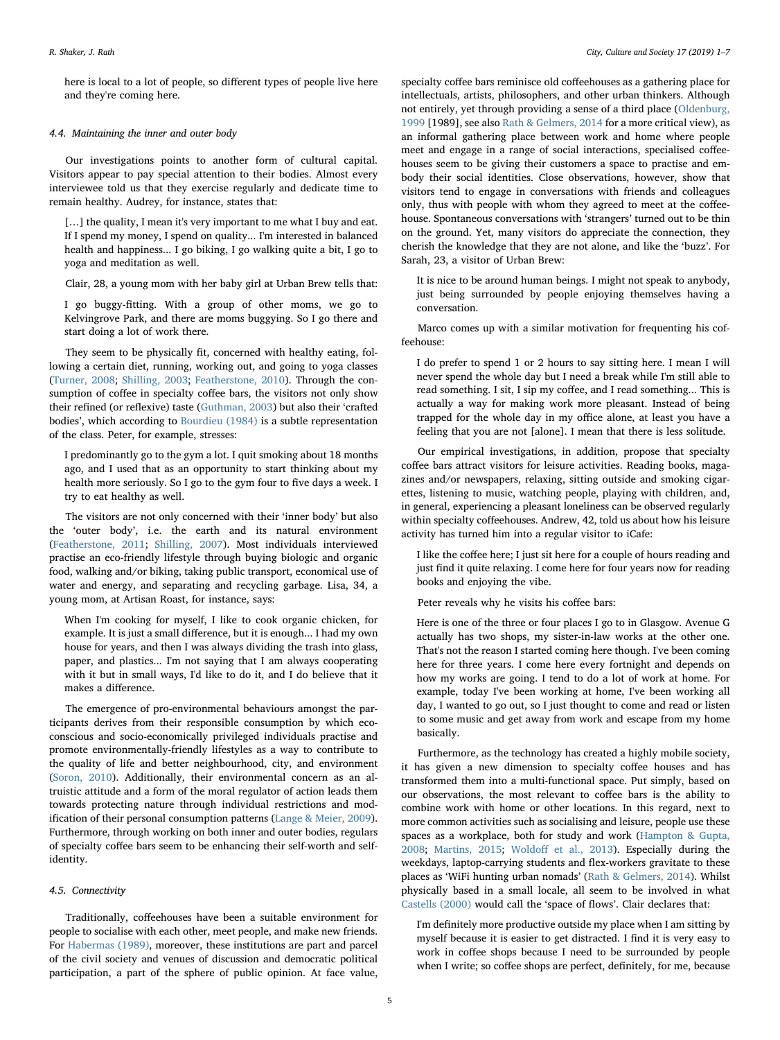here is local to a lot of people, so different types of people live here and they're coming here.

### 4.4. Maintaining the inner and outer body

Our investigations points to another form of cultural capital. Visitors appear to pay special attention to their bodies. Almost every interviewee told us that they exercise regularly and dedicate time to remain healthy. Audrey, for instance, states that:

> [...] the quality, I mean it's very important to me what I buy and eat. If I spend my money, I spend on quality... I'm interested in balanced health and happiness... I go biking, I go walking quite a bit, I go to yoga and meditation as well.

Clair, 28, a young mom with her baby girl at Urban Brew tells that:

> I go buggy-fitting. With a group of other moms, we go to Kelvingrove Park, and there are moms buggying. So I go there and start doing a lot of work there.

They seem to be physically fit, concerned with healthy eating, following a certain diet, running, working out, and going to yoga classes (Turner, 2008; Shilling, 2003; Featherstone, 2010). Through the consumption of coffee in specialty coffee bars, the visitors not only show their refined (or reflexive) taste (Guthman, 2003) but also their 'crafted bodies', which according to Bourdieu (1984) is a subtle representation of the class. Peter, for example, stresses:

> I predominantly go to the gym a lot. I quit smoking about 18 months ago, and I used that as an opportunity to start thinking about my health more seriously. So I go to the gym four to five days a week. I try to eat healthy as well.

The visitors are not only concerned with their 'inner body' but also the 'outer body', i.e. the earth and its natural environment (Featherstone, 2011; Shilling, 2007). Most individuals interviewed practise an eco-friendly lifestyle through buying biologic and organic food, walking and/or biking, taking public transport, economical use of water and energy, and separating and recycling garbage. Lisa, 34, a young mom, at Artisan Roast, for instance, says:

> When I'm cooking for myself, I like to cook organic chicken, for example. It is just a small difference, but it is enough... I had my own house for years, and then I was always dividing the trash into glass, paper, and plastics... I'm not saying that I am always cooperating with it but in small ways, I'd like to do it, and I do believe that it makes a difference.

The emergence of pro-environmental behaviours amongst the participants derives from their responsible consumption by which eco-conscious and socio-economically privileged individuals practise and promote environmentally-friendly lifestyles as a way to contribute to the quality of life and better neighbourhood, city, and environment (Soron, 2010). Additionally, their environmental concern as an altruistic attitude and a form of the moral regulator of action leads them towards protecting nature through individual restrictions and modification of their personal consumption patterns (Lange & Meier, 2009). Furthermore, through working on both inner and outer bodies, regulars of specialty coffee bars seem to be enhancing their self-worth and self-identity.

### 4.5. Connectivity

Traditionally, coffeehouses have been a suitable environment for people to socialise with each other, meet people, and make new friends. For Habermas (1989), moreover, these institutions are part and parcel of the civil society and venues of discussion and democratic political participation, a part of the sphere of public opinion. At face value, specialty coffee bars reminisce old coffeehouses as a gathering place for intellectuals, artists, philosophers, and other urban thinkers. Although not entirely, yet through providing a sense of a third place (Oldenburg, 1999 [1989], see also Rath & Gelmers, 2014 for a more critical view), as an informal gathering place between work and home where people meet and engage in a range of social interactions, specialised coffeehouses seem to be giving their customers a space to practise and embody their social identities. Close observations, however, show that visitors tend to engage in conversations with friends and colleagues only, thus with people with whom they agreed to meet at the coffeehouse. Spontaneous conversations with 'strangers' turned out to be thin on the ground. Yet, many visitors do appreciate the connection, they cherish the knowledge that they are not alone, and like the 'buzz'. For Sarah, 23, a visitor of Urban Brew:

> It is nice to be around human beings. I might not speak to anybody, just being surrounded by people enjoying themselves having a conversation.

Marco comes up with a similar motivation for frequenting his coffeehouse:

> I do prefer to spend 1 or 2 hours to say sitting here. I mean I will never spend the whole day but I need a break while I'm still able to read something. I sit, I sip my coffee, and I read something... This is actually a way for making work more pleasant. Instead of being trapped for the whole day in my office alone, at least you have a feeling that you are not [alone]. I mean that there is less solitude.

Our empirical investigations, in addition, propose that specialty coffee bars attract visitors for leisure activities. Reading books, magazines and/or newspapers, relaxing, sitting outside and smoking cigarettes, listening to music, watching people, playing with children, and, in general, experiencing a pleasant loneliness can be observed regularly within specialty coffeehouses. Andrew, 42, told us about how his leisure activity has turned him into a regular visitor to iCafe:

> I like the coffee here; I just sit here for a couple of hours reading and just find it quite relaxing. I come here for four years now for reading books and enjoying the vibe.

Peter reveals why he visits his coffee bars:

> Here is one of the three or four places I go to in Glasgow. Avenue G actually has two shops, my sister-in-law works at the other one. That's not the reason I started coming here though. I've been coming here for three years. I come here every fortnight and depends on how my works are going. I tend to do a lot of work at home. For example, today I've been working at home, I've been working all day, I wanted to go out, so I just thought to come and read or listen to some music and get away from work and escape from my home basically.

Furthermore, as the technology has created a highly mobile society, it has given a new dimension to specialty coffee houses and has transformed them into a multi-functional space. Put simply, based on our observations, the most relevant to coffee bars is the ability to combine work with home or other locations. In this regard, next to more common activities such as socialising and leisure, people use these spaces as a workplace, both for study and work (Hampton & Gupta, 2008; Martins, 2015; Woldoff et al., 2013). Especially during the weekdays, laptop-carrying students and flex-workers gravitate to these places as 'WiFi hunting urban nomads' (Rath & Gelmers, 2014). Whilst physically based in a small locale, all seem to be involved in what Castells (2000) would call the 'space of flows'. Clair declares that:

> I'm definitely more productive outside my place when I am sitting by myself because it is easier to get distracted. I find it is very easy to work in coffee shops because I need to be surrounded by people when I write; so coffee shops are perfect, definitely, for me, because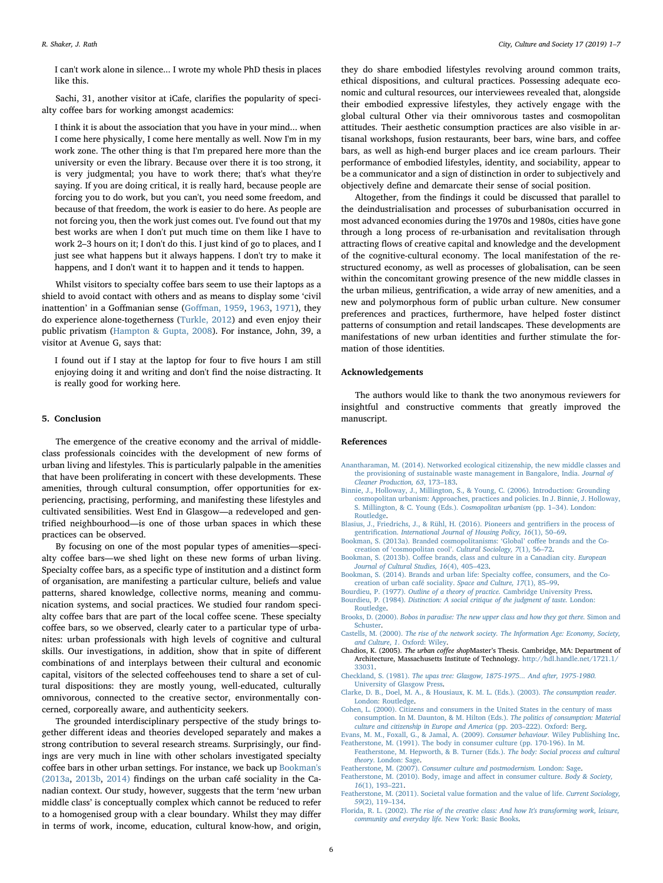I can't work alone in silence... I wrote my whole PhD thesis in places like this.

Sachi, 31, another visitor at iCafe, clarifies the popularity of specialty coffee bars for working amongst academics:

> I think it is about the association that you have in your mind... when I come here physically, I come here mentally as well. Now I'm in my work zone. The other thing is that I'm prepared here more than the university or even the library. Because over there it is too strong, it is very judgmental; you have to work there; that's what they're saying. If you are doing critical, it is really hard, because people are forcing you to do work, but you can't, you need some freedom, and because of that freedom, the work is easier to do here. As people are not forcing you, then the work just comes out. I've found out that my best works are when I don't put much time on them like I have to work 2–3 hours on it; I don't do this. I just kind of go to places, and I just see what happens but it always happens. I don't try to make it happens, and I don't want it to happen and it tends to happen.

Whilst visitors to specialty coffee bars seem to use their laptops as a shield to avoid contact with others and as means to display some 'civil inattention' in a Goffmanian sense (Goffman, 1959, 1963, 1971), they do experience alone-togetherness (Turkle, 2012) and even enjoy their public privatism (Hampton & Gupta, 2008). For instance, John, 39, a visitor at Avenue G, says that:

> I found out if I stay at the laptop for four to five hours I am still enjoying doing it and writing and don't find the noise distracting. It is really good for working here.

## 5. Conclusion

The emergence of the creative economy and the arrival of middle-class professionals coincides with the development of new forms of urban living and lifestyles. This is particularly palpable in the amenities that have been proliferating in concert with these developments. These amenities, through cultural consumption, offer opportunities for experiencing, practising, performing, and manifesting these lifestyles and cultivated sensibilities. West End in Glasgow—a redeveloped and gentrified neighbourhood—is one of those urban spaces in which these practices can be observed.

By focusing on one of the most popular types of amenities—specialty coffee bars—we shed light on these new forms of urban living. Specialty coffee bars, as a specific type of institution and a distinct form of organisation, are manifesting a particular culture, beliefs and value patterns, shared knowledge, collective norms, meaning and communication systems, and social practices. We studied four random specialty coffee bars that are part of the local coffee scene. These specialty coffee bars, so we observed, clearly cater to a particular type of urbanites: urban professionals with high levels of cognitive and cultural skills. Our investigations, in addition, show that in spite of different combinations of and interplays between their cultural and economic capital, visitors of the selected coffeehouses tend to share a set of cultural dispositions: they are mostly young, well-educated, culturally omnivorous, connected to the creative sector, environmentally concerned, corporeally aware, and authenticity seekers.

The grounded interdisciplinary perspective of the study brings together different ideas and theories developed separately and makes a strong contribution to several research streams. Surprisingly, our findings are very much in line with other scholars investigated specialty coffee bars in other urban settings. For instance, we back up Bookman's (2013a, 2013b, 2014) findings on the urban café sociality in the Canadian context. Our study, however, suggests that the term 'new urban middle class' is conceptually complex which cannot be reduced to refer to a homogenised group with a clear boundary. Whilst they may differ in terms of work, income, education, cultural know-how, and origin, they do share embodied lifestyles revolving around common traits, ethical dispositions, and cultural practices. Possessing adequate economic and cultural resources, our interviewees revealed that, alongside their embodied expressive lifestyles, they actively engage with the global cultural Other via their omnivorous tastes and cosmopolitan attitudes. Their aesthetic consumption practices are also visible in artisanal workshops, fusion restaurants, beer bars, wine bars, and coffee bars, as well as high-end burger places and ice cream parlours. Their performance of embodied lifestyles, identity, and sociability, appear to be a communicator and a sign of distinction in order to subjectively and objectively define and demarcate their sense of social position.

Altogether, from the findings it could be discussed that parallel to the deindustrialisation and processes of suburbanisation occurred in most advanced economies during the 1970s and 1980s, cities have gone through a long process of re-urbanisation and revitalisation through attracting flows of creative capital and knowledge and the development of the cognitive-cultural economy. The local manifestation of the restructured economy, as well as processes of globalisation, can be seen within the concomitant growing presence of the new middle classes in the urban milieus, gentrification, a wide array of new amenities, and a new and polymorphous form of public urban culture. New consumer preferences and practices, furthermore, have helped foster distinct patterns of consumption and retail landscapes. These developments are manifestations of new urban identities and further stimulate the formation of those identities.

## Acknowledgements

The authors would like to thank the two anonymous reviewers for insightful and constructive comments that greatly improved the manuscript.

## References

Anantharaman, M. (2014). Networked ecological citizenship, the new middle classes and the provisioning of sustainable waste management in Bangalore, India. *Journal of Cleaner Production, 63*, 173–183.

Binnie, J., Holloway, J., Millington, S., & Young, C. (2006). Introduction: Grounding cosmopolitan urbanism: Approaches, practices and policies. In J. Binnie, J. Holloway, S. Millington, & C. Young (Eds.). *Cosmopolitan urbanism* (pp. 1–34). London: Routledge.

Blasius, J., Friedrichs, J., & Rühl, H. (2016). Pioneers and gentrifiers in the process of gentrification. *International Journal of Housing Policy, 16*(1), 50–69.

Bookman, S. (2013a). Branded cosmopolitanisms: 'Global' coffee brands and the Co-creation of 'cosmopolitan cool'. *Cultural Sociology, 7*(1), 56–72.

Bookman, S. (2013b). Coffee brands, class and culture in a Canadian city. *European Journal of Cultural Studies, 16*(4), 405–423.

Bookman, S. (2014). Brands and urban life: Specialty coffee, consumers, and the Co-creation of urban café sociality. *Space and Culture, 17*(1), 85–99.

Bourdieu, P. (1977). *Outline of a theory of practice.* Cambridge University Press.

Bourdieu, P. (1984). *Distinction: A social critique of the judgment of taste.* London: Routledge.

Brooks, D. (2000). *Bobos in paradise: The new upper class and how they got there.* Simon and Schuster.

Castells, M. (2000). *The rise of the network society. The Information Age: Economy, Society, and Culture, 1.* Oxford: Wiley.

Chadios, K. (2005). *The urban coffee shop*Master's Thesis. Cambridge, MA: Department of Architecture, Massachusetts Institute of Technology. http://hdl.handle.net/1721.1/33031.

Checkland, S. (1981). *The upas tree: Glasgow, 1875-1975... And after, 1975-1980.* University of Glasgow Press.

Clarke, D. B., Doel, M. A., & Housiaux, K. M. L. (Eds.). (2003). *The consumption reader.* London: Routledge.

Cohen, L. (2000). Citizens and consumers in the United States in the century of mass consumption. In M. Daunton, & M. Hilton (Eds.). *The politics of consumption: Material culture and citizenship in Europe and America* (pp. 203–222). Oxford: Berg.

Evans, M. M., Foxall, G., & Jamal, A. (2009). *Consumer behaviour.* Wiley Publishing Inc.

Featherstone, M. (1991). The body in consumer culture (pp. 170-196). In M. Featherstone, M. Hepworth, & B. Turner (Eds.). *The body: Social process and cultural theory.* London: Sage.

Featherstone, M. (2007). *Consumer culture and postmodernism.* London: Sage.

Featherstone, M. (2010). Body, image and affect in consumer culture. *Body & Society, 16*(1), 193–221.

Featherstone, M. (2011). Societal value formation and the value of life. *Current Sociology, 59*(2), 119–134.

Florida, R. L. (2002). *The rise of the creative class: And how It's transforming work, leisure, community and everyday life.* New York: Basic Books.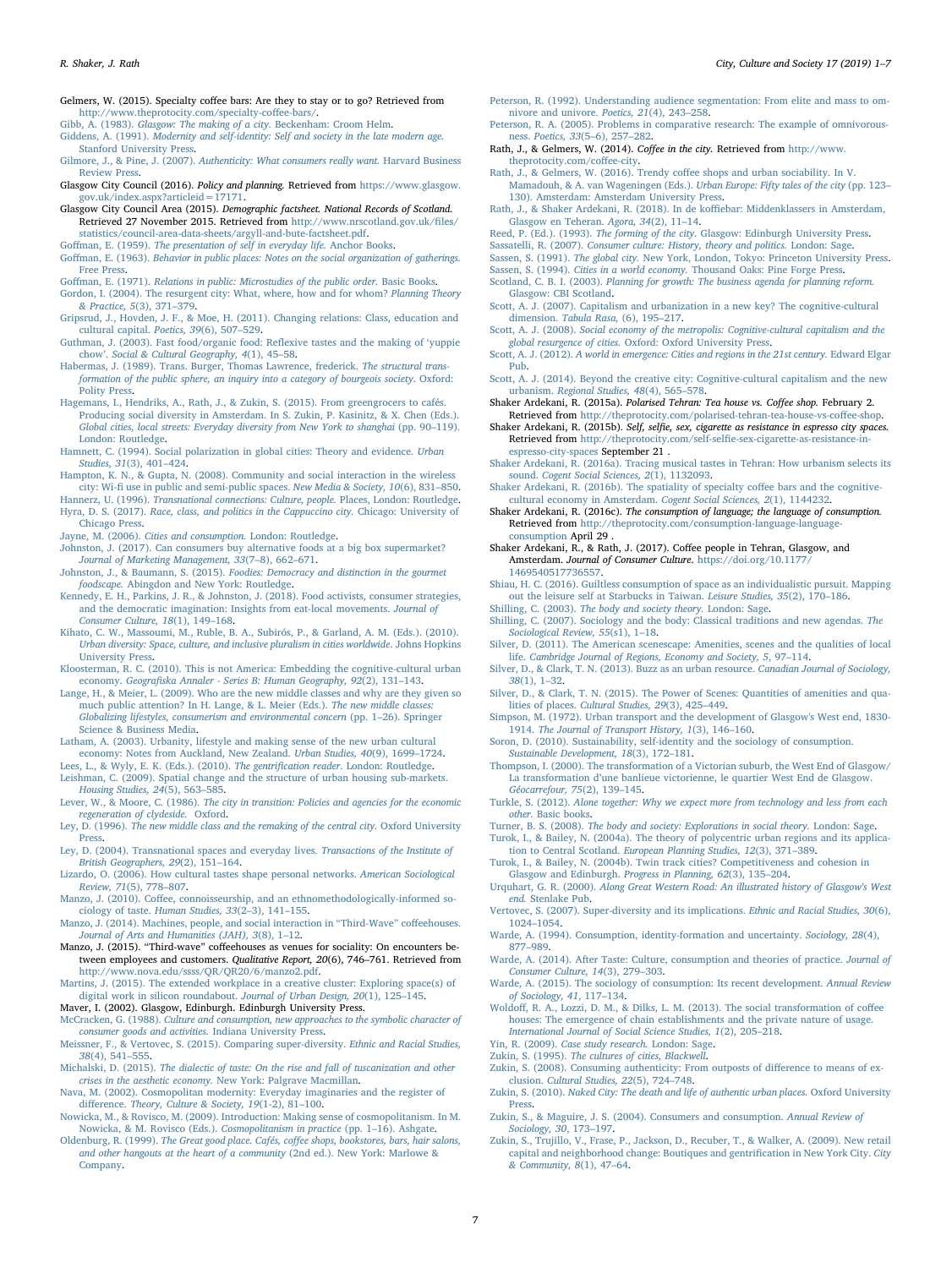Gelmers, W. (2015). Specialty coffee bars: Are they to stay or to go? Retrieved from http://www.theprotocity.com/specialty-coffee-bars/.

Gibb, A. (1983). *Glasgow: The making of a city.* Beckenham: Croom Helm.

Giddens, A. (1991). *Modernity and self-identity: Self and society in the late modern age.* Stanford University Press.

Gilmore, J., & Pine, J. (2007). *Authenticity: What consumers really want.* Harvard Business Review Press.

Glasgow City Council (2016). *Policy and planning.* Retrieved from https://www.glasgow.gov.uk/index.aspx?articleid=17171.

Glasgow City Council Area (2015). *Demographic factsheet. National Records of Scotland.* Retrieved 27 November 2015. Retrieved from http://www.nrscotland.gov.uk/files/statistics/council-area-data-sheets/argyll-and-bute-factsheet.pdf.

Goffman, E. (1959). *The presentation of self in everyday life.* Anchor Books.

Goffman, E. (1963). *Behavior in public places: Notes on the social organization of gatherings.* Free Press.

Goffman, E. (1971). *Relations in public: Microstudies of the public order.* Basic Books.

Gordon, I. (2004). The resurgent city: What, where, how and for whom? *Planning Theory & Practice, 5*(3), 371–379.

Gripsrud, J., Hovden, J. F., & Moe, H. (2011). Changing relations: Class, education and cultural capital. *Poetics, 39*(6), 507–529.

Guthman, J. (2003). Fast food/organic food: Reflexive tastes and the making of 'yuppie chow'. *Social & Cultural Geography, 4*(1), 45–58.

Habermas, J. (1989). Trans. Burger, Thomas Lawrence, frederick. *The structural transformation of the public sphere, an inquiry into a category of bourgeois society*. Oxford: Polity Press.

Hagemans, I., Hendriks, A., Rath, J., & Zukin, S. (2015). From greengrocers to cafés. Producing social diversity in Amsterdam. In S. Zukin, P. Kasinitz, & X. Chen (Eds.). *Global cities, local streets: Everyday diversity from New York to shanghai* (pp. 90–119). London: Routledge.

Hamnett, C. (1994). Social polarization in global cities: Theory and evidence. *Urban Studies, 31*(3), 401–424.

Hampton, K. N., & Gupta, N. (2008). Community and social interaction in the wireless city: Wi-fi use in public and semi-public spaces. *New Media & Society, 10*(6), 831–850.

Hannerz, U. (1996). *Transnational connections: Culture, people.* Places, London: Routledge.

Hyra, D. S. (2017). *Race, class, and politics in the Cappuccino city.* Chicago: University of Chicago Press.

Jayne, M. (2006). *Cities and consumption.* London: Routledge.

Johnston, J. (2017). Can consumers buy alternative foods at a big box supermarket? *Journal of Marketing Management, 33*(7–8), 662–671.

Johnston, J., & Baumann, S. (2015). *Foodies: Democracy and distinction in the gourmet foodscape.* Abingdon and New York: Routledge.

Kennedy, E. H., Parkins, J. R., & Johnston, J. (2018). Food activists, consumer strategies, and the democratic imagination: Insights from eat-local movements. *Journal of Consumer Culture, 18*(1), 149–168.

Kihato, C. W., Massoumi, M., Ruble, B. A., Subirós, P., & Garland, A. M. (Eds.). (2010). *Urban diversity: Space, culture, and inclusive pluralism in cities worldwide*. Johns Hopkins University Press.

Kloosterman, R. C. (2010). This is not America: Embedding the cognitive-cultural urban economy. *Geografiska Annaler - Series B: Human Geography, 92*(2), 131–143.

Lange, H., & Meier, L. (2009). Who are the new middle classes and why are they given so much public attention? In H. Lange, & L. Meier (Eds.). *The new middle classes: Globalizing lifestyles, consumerism and environmental concern* (pp. 1–26). Springer Science & Business Media.

Latham, A. (2003). Urbanity, lifestyle and making sense of the new urban cultural economy: Notes from Auckland, New Zealand. *Urban Studies, 40*(9), 1699–1724.

Lees, L., & Wyly, E. K. (Eds.). (2010). *The gentrification reader*. London: Routledge.

Leishman, C. (2009). Spatial change and the structure of urban housing sub-markets. *Housing Studies, 24*(5), 563–585.

Lever, W., & Moore, C. (1986). *The city in transition: Policies and agencies for the economic regeneration of clydeside.* Oxford.

Ley, D. (1996). *The new middle class and the remaking of the central city.* Oxford University Press.

Ley, D. (2004). Transnational spaces and everyday lives. *Transactions of the Institute of British Geographers, 29*(2), 151–164.

Lizardo, O. (2006). How cultural tastes shape personal networks. *American Sociological Review, 71*(5), 778–807.

Manzo, J. (2010). Coffee, connoisseurship, and an ethnomethodologically-informed sociology of taste. *Human Studies, 33*(2–3), 141–155.

Manzo, J. (2014). Machines, people, and social interaction in "Third-Wave" coffeehouses. *Journal of Arts and Humanities (JAH), 3*(8), 1–12.

Manzo, J. (2015). "Third-wave" coffeehouses as venues for sociality: On encounters between employees and customers. *Qualitative Report, 20*(6), 746–761. Retrieved from http://www.nova.edu/ssss/QR/QR20/6/manzo2.pdf.

Martins, J. (2015). The extended workplace in a creative cluster: Exploring space(s) of digital work in silicon roundabout. *Journal of Urban Design, 20*(1), 125–145.

Maver, I. (2002). Glasgow, Edinburgh. Edinburgh University Press.

McCracken, G. (1988). *Culture and consumption, new approaches to the symbolic character of consumer goods and activities.* Indiana University Press.

Meissner, F., & Vertovec, S. (2015). Comparing super-diversity. *Ethnic and Racial Studies, 38*(4), 541–555.

Michalski, D. (2015). *The dialectic of taste: On the rise and fall of tuscanization and other crises in the aesthetic economy.* New York: Palgrave Macmillan.

Nava, M. (2002). Cosmopolitan modernity: Everyday imaginaries and the register of difference. *Theory, Culture & Society, 19*(1-2), 81–100.

Nowicka, M., & Rovisco, M. (2009). Introduction: Making sense of cosmopolitanism. In M. Nowicka, & M. Rovisco (Eds.). *Cosmopolitanism in practice* (pp. 1–16). Ashgate.

Oldenburg, R. (1999). *The Great good place. Cafés, coffee shops, bookstores, bars, hair salons, and other hangouts at the heart of a community* (2nd ed.). New York: Marlowe & Company.

Peterson, R. (1992). Understanding audience segmentation: From elite and mass to omnivore and univore. *Poetics, 21*(4), 243–258.

Peterson, R. A. (2005). Problems in comparative research: The example of omnivorousness. *Poetics, 33*(5–6), 257–282.

Rath, J., & Gelmers, W. (2014). *Coffee in the city.* Retrieved from http://www.theprotocity.com/coffee-city.

Rath, J., & Gelmers, W. (2016). Trendy coffee shops and urban sociability. In V. Mamadouh, & A. van Wageningen (Eds.). *Urban Europe: Fifty tales of the city* (pp. 123–130). Amsterdam: Amsterdam University Press.

Rath, J., & Shaker Ardekani, R. (2018). In de koffiebar: Middenklassers in Amsterdam, Glasgow en Teheran. *Agora, 34*(2), 11–14.

Reed, P. (Ed.). (1993). *The forming of the city*. Glasgow: Edinburgh University Press.

Sassatelli, R. (2007). *Consumer culture: History, theory and politics.* London: Sage.

Sassen, S. (1991). *The global city.* New York, London, Tokyo: Princeton University Press.

Sassen, S. (1994). *Cities in a world economy.* Thousand Oaks: Pine Forge Press.

Scotland, C. B. I. (2003). *Planning for growth: The business agenda for planning reform.* Glasgow: CBI Scotland.

Scott, A. J. (2007). Capitalism and urbanization in a new key? The cognitive-cultural dimension. *Tabula Rasa,* (6), 195–217.

Scott, A. J. (2008). *Social economy of the metropolis: Cognitive-cultural capitalism and the global resurgence of cities.* Oxford: Oxford University Press.

Scott, A. J. (2012). *A world in emergence: Cities and regions in the 21st century.* Edward Elgar Pub.

Scott, A. J. (2014). Beyond the creative city: Cognitive-cultural capitalism and the new urbanism. *Regional Studies, 48*(4), 565–578.

Shaker Ardekani, R. (2015a). *Polarised Tehran: Tea house vs. Coffee shop.* February 2. Retrieved from http://theprotocity.com/polarised-tehran-tea-house-vs-coffee-shop.

Shaker Ardekani, R. (2015b). *Self, selfie, sex, cigarette as resistance in espresso city spaces.* Retrieved from http://theprotocity.com/self-selfie-sex-cigarette-as-resistance-in-espresso-city-spaces September 21 .

Shaker Ardekani, R. (2016a). Tracing musical tastes in Tehran: How urbanism selects its sound. *Cogent Social Sciences, 2*(1), 1132093.

Shaker Ardekani, R. (2016b). The spatiality of specialty coffee bars and the cognitive-cultural economy in Amsterdam. *Cogent Social Sciences, 2*(1), 1144232.

Shaker Ardekani, R. (2016c). *The consumption of language; the language of consumption.* Retrieved from http://theprotocity.com/consumption-language-language-consumption April 29 .

Shaker Ardekani, R., & Rath, J. (2017). Coffee people in Tehran, Glasgow, and Amsterdam. *Journal of Consumer Culture*. https://doi.org/10.1177/1469540517736557.

Shiau, H. C. (2016). Guiltless consumption of space as an individualistic pursuit. Mapping out the leisure self at Starbucks in Taiwan. *Leisure Studies, 35*(2), 170–186.

Shilling, C. (2003). *The body and society theory.* London: Sage.

Shilling, C. (2007). Sociology and the body: Classical traditions and new agendas. *The Sociological Review, 55*(s1), 1–18.

Silver, D. (2011). The American scenescape: Amenities, scenes and the qualities of local life. *Cambridge Journal of Regions, Economy and Society, 5*, 97–114.

Silver, D., & Clark, T. N. (2013). Buzz as an urban resource. *Canadian Journal of Sociology, 38*(1), 1–32.

Silver, D., & Clark, T. N. (2015). The Power of Scenes: Quantities of amenities and qualities of places. *Cultural Studies, 29*(3), 425–449.

Simpson, M. (1972). Urban transport and the development of Glasgow's West end, 1830-1914. *The Journal of Transport History, 1*(3), 146–160.

Soron, D. (2010). Sustainability, self-identity and the sociology of consumption. *Sustainable Development, 18*(3), 172–181.

Thompson, I. (2000). The transformation of a Victorian suburb, the West End of Glasgow/ La transformation d'une banlieue victorienne, le quartier West End de Glasgow. *Géocarrefour, 75*(2), 139–145.

Turkle, S. (2012). *Alone together: Why we expect more from technology and less from each other.* Basic books.

Turner, B. S. (2008). *The body and society: Explorations in social theory.* London: Sage.

Turok, I., & Bailey, N. (2004a). The theory of polycentric urban regions and its application to Central Scotland. *European Planning Studies, 12*(3), 371–389.

Turok, I., & Bailey, N. (2004b). Twin track cities? Competitiveness and cohesion in Glasgow and Edinburgh. *Progress in Planning, 62*(3), 135–204.

Urquhart, G. R. (2000). *Along Great Western Road: An illustrated history of Glasgow's West end.* Stenlake Pub.

Vertovec, S. (2007). Super-diversity and its implications. *Ethnic and Racial Studies, 30*(6), 1024–1054.

Warde, A. (1994). Consumption, identity-formation and uncertainty. *Sociology, 28*(4), 877–989.

Warde, A. (2014). After Taste: Culture, consumption and theories of practice. *Journal of Consumer Culture, 14*(3), 279–303.

Warde, A. (2015). The sociology of consumption: Its recent development. *Annual Review of Sociology, 41*, 117–134.

Woldoff, R. A., Lozzi, D. M., & Dilks, L. M. (2013). The social transformation of coffee houses: The emergence of chain establishments and the private nature of usage. *International Journal of Social Science Studies, 1*(2), 205–218.

Yin, R. (2009). *Case study research.* London: Sage.

Zukin, S. (1995). *The cultures of cities, Blackwell*.

Zukin, S. (2008). Consuming authenticity: From outposts of difference to means of exclusion. *Cultural Studies, 22*(5), 724–748.

Zukin, S. (2010). *Naked City: The death and life of authentic urban places.* Oxford University Press.

Zukin, S., & Maguire, J. S. (2004). Consumers and consumption. *Annual Review of Sociology, 30*, 173–197.

Zukin, S., Trujillo, V., Frase, P., Jackson, D., Recuber, T., & Walker, A. (2009). New retail capital and neighborhood change: Boutiques and gentrification in New York City. *City & Community, 8*(1), 47–64.